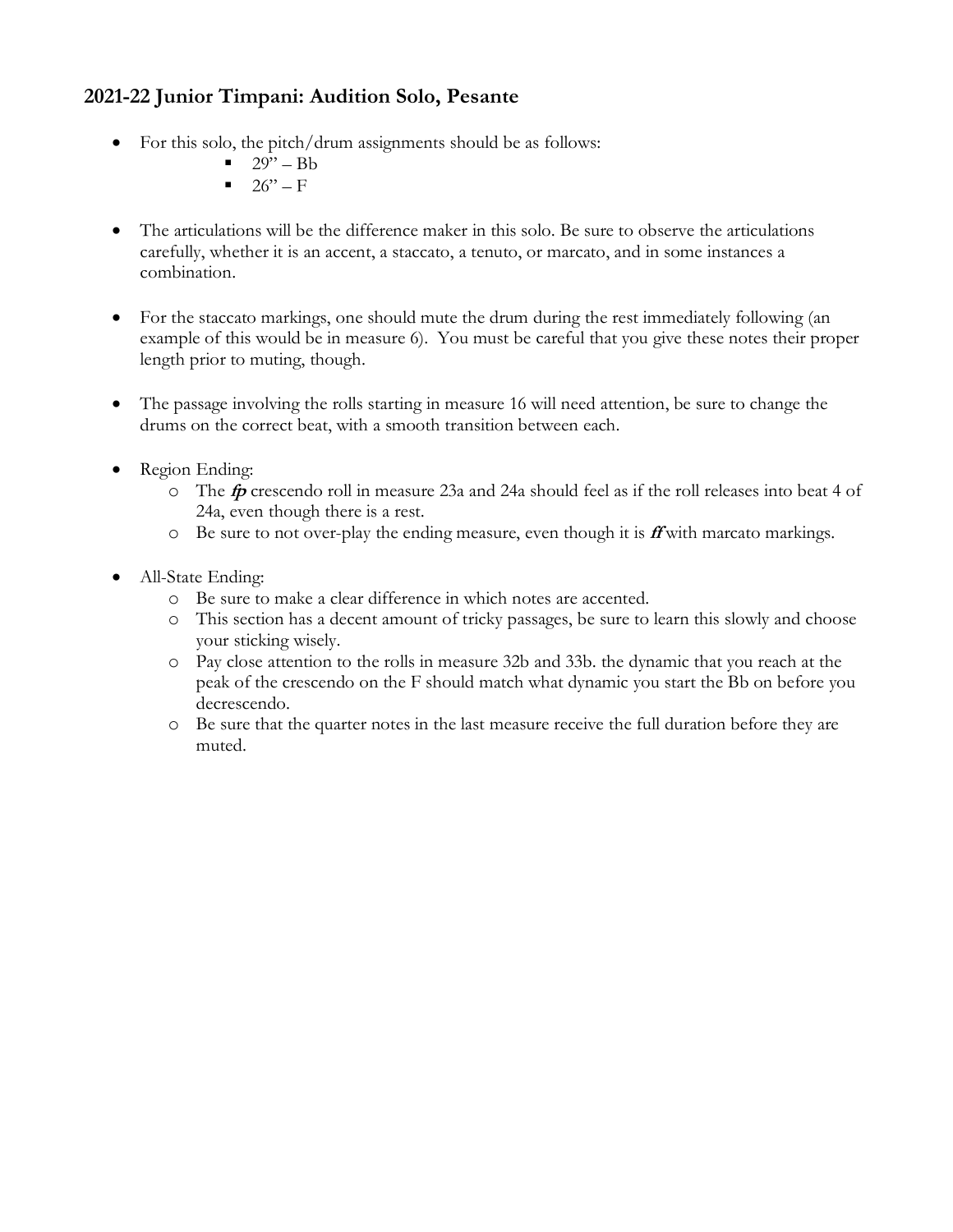## 2021-22 Junior Timpani: Audition Solo, Pesante

- For this solo, the pitch/drum assignments should be as follows:
  - 29" – Bb
  - 26" – F
- The articulations will be the difference maker in this solo. Be sure to observe the articulations carefully, whether it is an accent, a staccato, a tenuto, or marcato, and in some instances a combination.
- For the staccato markings, one should mute the drum during the rest immediately following (an example of this would be in measure 6). You must be careful that you give these notes their proper length prior to muting, though.
- The passage involving the rolls starting in measure 16 will need attention, be sure to change the drums on the correct beat, with a smooth transition between each.
- Region Ending:
  - The ***fp*** crescendo roll in measure 23a and 24a should feel as if the roll releases into beat 4 of 24a, even though there is a rest.
  - Be sure to not over-play the ending measure, even though it is ***ff*** with marcato markings.
- All-State Ending:
  - Be sure to make a clear difference in which notes are accented.
  - This section has a decent amount of tricky passages, be sure to learn this slowly and choose your sticking wisely.
  - Pay close attention to the rolls in measure 32b and 33b. the dynamic that you reach at the peak of the crescendo on the F should match what dynamic you start the Bb on before you decrescendo.
  - Be sure that the quarter notes in the last measure receive the full duration before they are muted.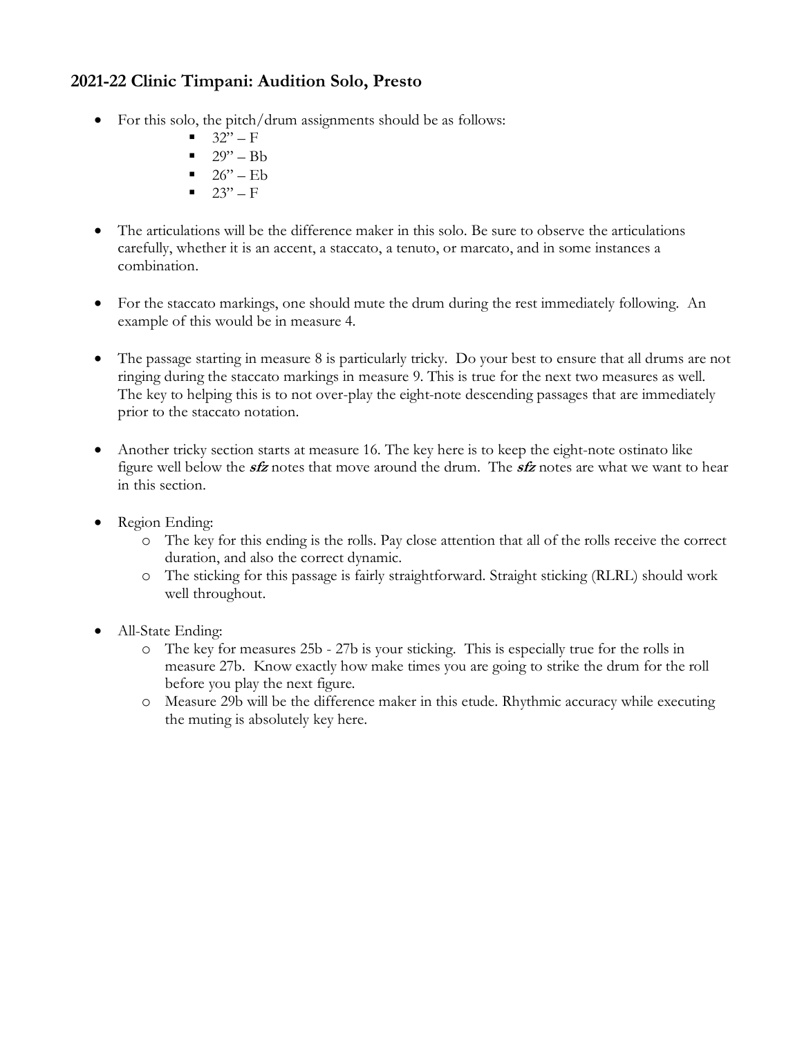## 2021-22 Clinic Timpani: Audition Solo, Presto

- For this solo, the pitch/drum assignments should be as follows:
  - 32" – F
  - 29" – Bb
  - 26" – Eb
  - 23" – F
- The articulations will be the difference maker in this solo. Be sure to observe the articulations carefully, whether it is an accent, a staccato, a tenuto, or marcato, and in some instances a combination.
- For the staccato markings, one should mute the drum during the rest immediately following. An example of this would be in measure 4.
- The passage starting in measure 8 is particularly tricky. Do your best to ensure that all drums are not ringing during the staccato markings in measure 9. This is true for the next two measures as well. The key to helping this is to not over-play the eight-note descending passages that are immediately prior to the staccato notation.
- Another tricky section starts at measure 16. The key here is to keep the eight-note ostinato like figure well below the ***sfz*** notes that move around the drum. The ***sfz*** notes are what we want to hear in this section.
- Region Ending:
  - The key for this ending is the rolls. Pay close attention that all of the rolls receive the correct duration, and also the correct dynamic.
  - The sticking for this passage is fairly straightforward. Straight sticking (RLRL) should work well throughout.
- All-State Ending:
  - The key for measures 25b - 27b is your sticking. This is especially true for the rolls in measure 27b. Know exactly how make times you are going to strike the drum for the roll before you play the next figure.
  - Measure 29b will be the difference maker in this etude. Rhythmic accuracy while executing the muting is absolutely key here.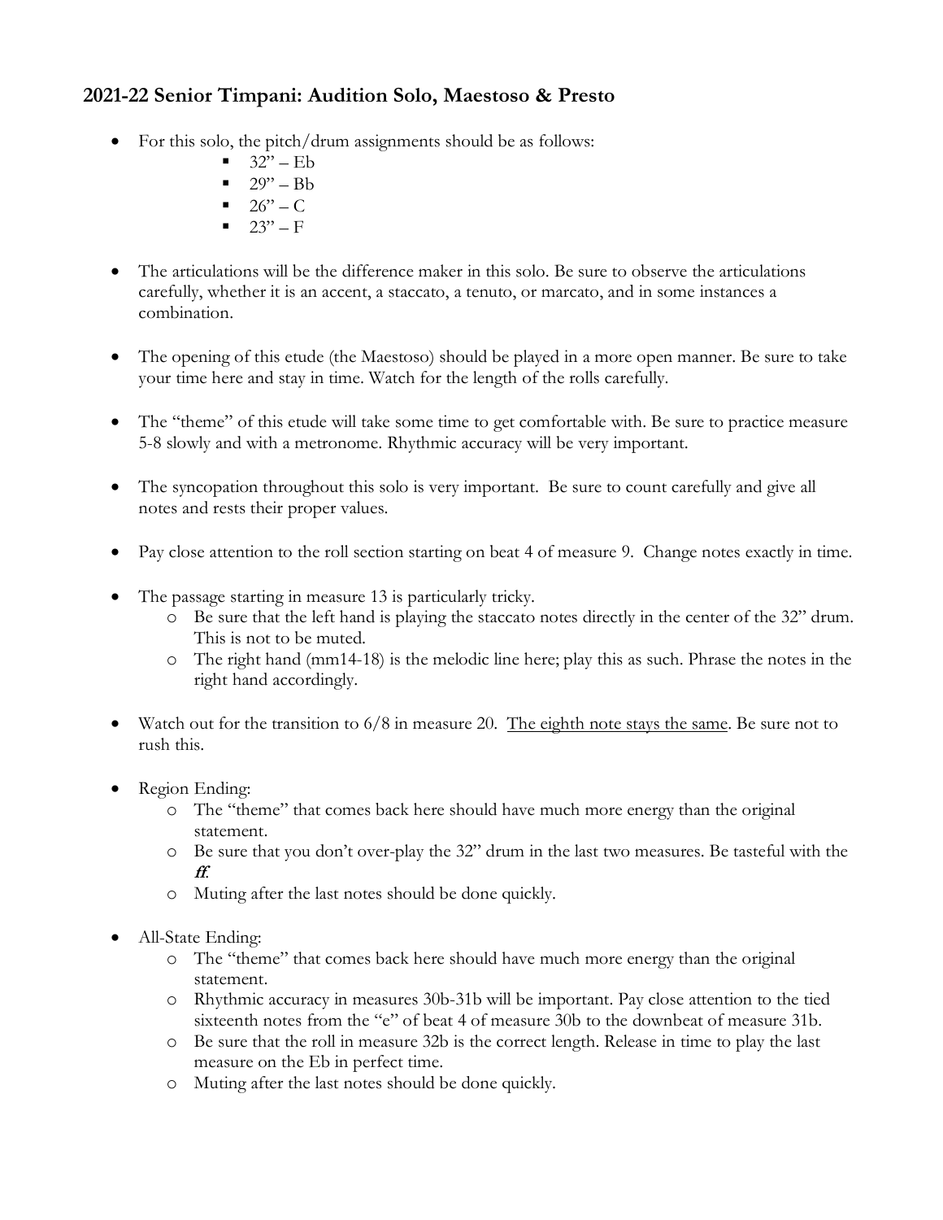## 2021-22 Senior Timpani: Audition Solo, Maestoso & Presto

- For this solo, the pitch/drum assignments should be as follows:
  - 32" – Eb
  - 29" – Bb
  - 26" – C
  - 23" – F
- The articulations will be the difference maker in this solo. Be sure to observe the articulations carefully, whether it is an accent, a staccato, a tenuto, or marcato, and in some instances a combination.
- The opening of this etude (the Maestoso) should be played in a more open manner. Be sure to take your time here and stay in time. Watch for the length of the rolls carefully.
- The "theme" of this etude will take some time to get comfortable with. Be sure to practice measure 5-8 slowly and with a metronome. Rhythmic accuracy will be very important.
- The syncopation throughout this solo is very important. Be sure to count carefully and give all notes and rests their proper values.
- Pay close attention to the roll section starting on beat 4 of measure 9. Change notes exactly in time.
- The passage starting in measure 13 is particularly tricky.
  - Be sure that the left hand is playing the staccato notes directly in the center of the 32" drum. This is not to be muted.
  - The right hand (mm14-18) is the melodic line here; play this as such. Phrase the notes in the right hand accordingly.
- Watch out for the transition to 6/8 in measure 20. <u>The eighth note stays the same</u>. Be sure not to rush this.
- Region Ending:
  - The "theme" that comes back here should have much more energy than the original statement.
  - Be sure that you don't over-play the 32" drum in the last two measures. Be tasteful with the ***ff***.
  - Muting after the last notes should be done quickly.
- All-State Ending:
  - The "theme" that comes back here should have much more energy than the original statement.
  - Rhythmic accuracy in measures 30b-31b will be important. Pay close attention to the tied sixteenth notes from the "e" of beat 4 of measure 30b to the downbeat of measure 31b.
  - Be sure that the roll in measure 32b is the correct length. Release in time to play the last measure on the Eb in perfect time.
  - Muting after the last notes should be done quickly.